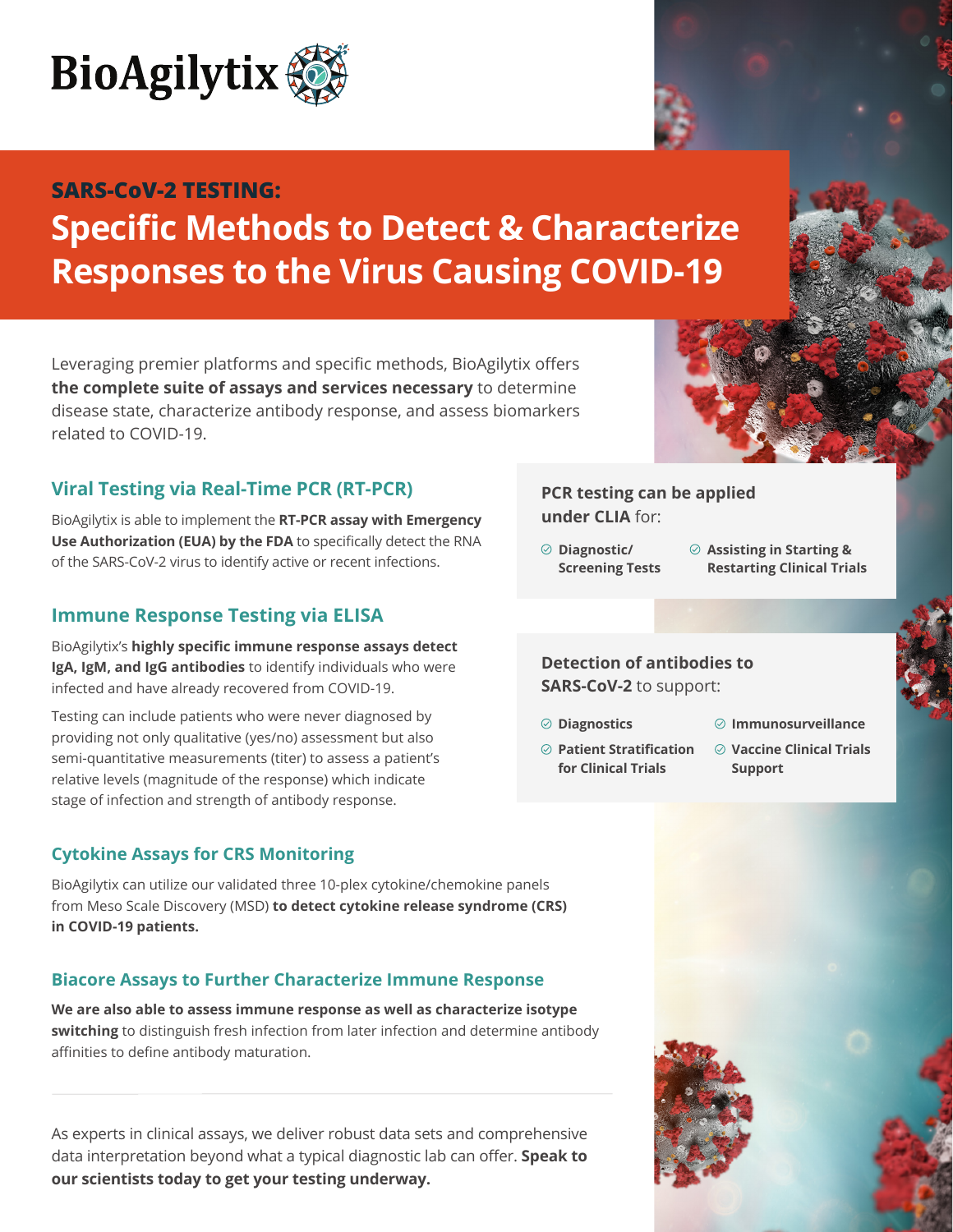BioAgilytix

**SARS-CoV-2 TESTING:**

# Specific Methods to Detect & Characterize Responses to the Virus Causing COVID-19

Leveraging premier platforms and specific methods, BioAgilytix offers **the complete suite of assays and services necessary** to determine disease state, characterize antibody response, and assess biomarkers related to COVID-19.

## Viral Testing via Real-Time PCR (RT-PCR)

BioAgilytix is able to implement the **RT-PCR assay with Emergency Use Authorization (EUA) by the FDA** to specifically detect the RNA of the SARS-CoV-2 virus to identify active or recent infections.

**PCR testing can be applied under CLIA** for:

- **Diagnostic/ Screening Tests**
- **Assisting in Starting & Restarting Clinical Trials**

## Immune Response Testing via ELISA

BioAgilytix's **highly specific immune response assays detect IgA, IgM, and IgG antibodies** to identify individuals who were infected and have already recovered from COVID-19.

Testing can include patients who were never diagnosed by providing not only qualitative (yes/no) assessment but also semi-quantitative measurements (titer) to assess a patient's relative levels (magnitude of the response) which indicate stage of infection and strength of antibody response.

**Detection of antibodies to SARS-CoV-2** to support:

- **Diagnostics**
- **Immunosurveillance**
- **Patient Stratification for Clinical Trials**
- **Vaccine Clinical Trials Support**

## Cytokine Assays for CRS Monitoring

BioAgilytix can utilize our validated three 10-plex cytokine/chemokine panels from Meso Scale Discovery (MSD) **to detect cytokine release syndrome (CRS) in COVID-19 patients.**

## Biacore Assays to Further Characterize Immune Response

**We are also able to assess immune response as well as characterize isotype switching** to distinguish fresh infection from later infection and determine antibody affinities to define antibody maturation.

---

As experts in clinical assays, we deliver robust data sets and comprehensive data interpretation beyond what a typical diagnostic lab can offer. **Speak to our scientists today to get your testing underway.**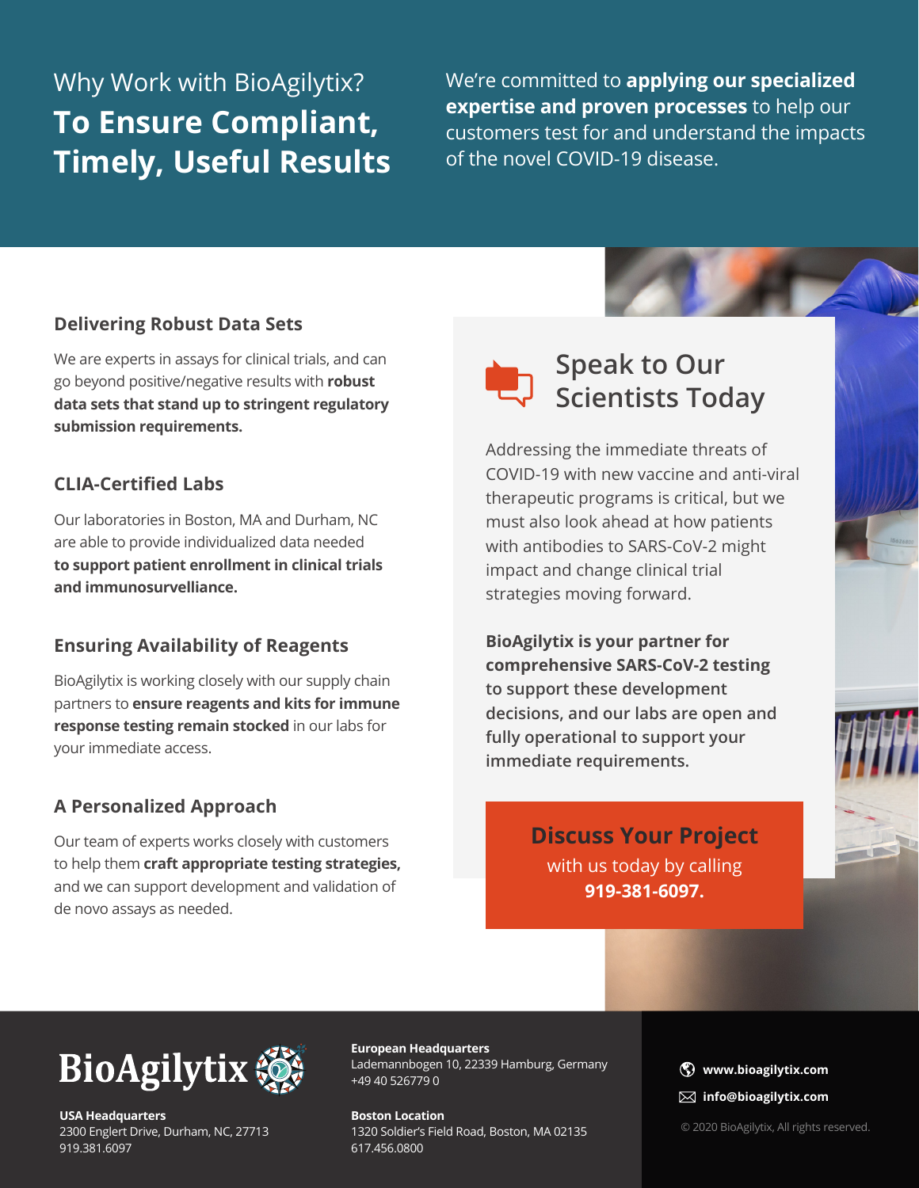Why Work with BioAgilytix?

# To Ensure Compliant, Timely, Useful Results

We're committed to **applying our specialized expertise and proven processes** to help our customers test for and understand the impacts of the novel COVID-19 disease.

### Delivering Robust Data Sets

We are experts in assays for clinical trials, and can go beyond positive/negative results with **robust data sets that stand up to stringent regulatory submission requirements.**

### CLIA-Certified Labs

Our laboratories in Boston, MA and Durham, NC are able to provide individualized data needed **to support patient enrollment in clinical trials and immunosurvelliance.**

### Ensuring Availability of Reagents

BioAgilytix is working closely with our supply chain partners to **ensure reagents and kits for immune response testing remain stocked** in our labs for your immediate access.

### A Personalized Approach

Our team of experts works closely with customers to help them **craft appropriate testing strategies,** and we can support development and validation of de novo assays as needed.

## Speak to Our Scientists Today

Addressing the immediate threats of COVID-19 with new vaccine and anti-viral therapeutic programs is critical, but we must also look ahead at how patients with antibodies to SARS-CoV-2 might impact and change clinical trial strategies moving forward.

**BioAgilytix is your partner for comprehensive SARS-CoV-2 testing to support these development decisions, and our labs are open and fully operational to support your immediate requirements.**

**Discuss Your Project**
with us today by calling
**919-381-6097.**

BioAgilytix

**USA Headquarters**
2300 Englert Drive, Durham, NC, 27713
919.381.6097

**European Headquarters**
Lademannbogen 10, 22339 Hamburg, Germany
+49 40 526779 0

**Boston Location**
1320 Soldier's Field Road, Boston, MA 02135
617.456.0800

**www.bioagilytix.com**
**info@bioagilytix.com**

© 2020 BioAgilytix, All rights reserved.